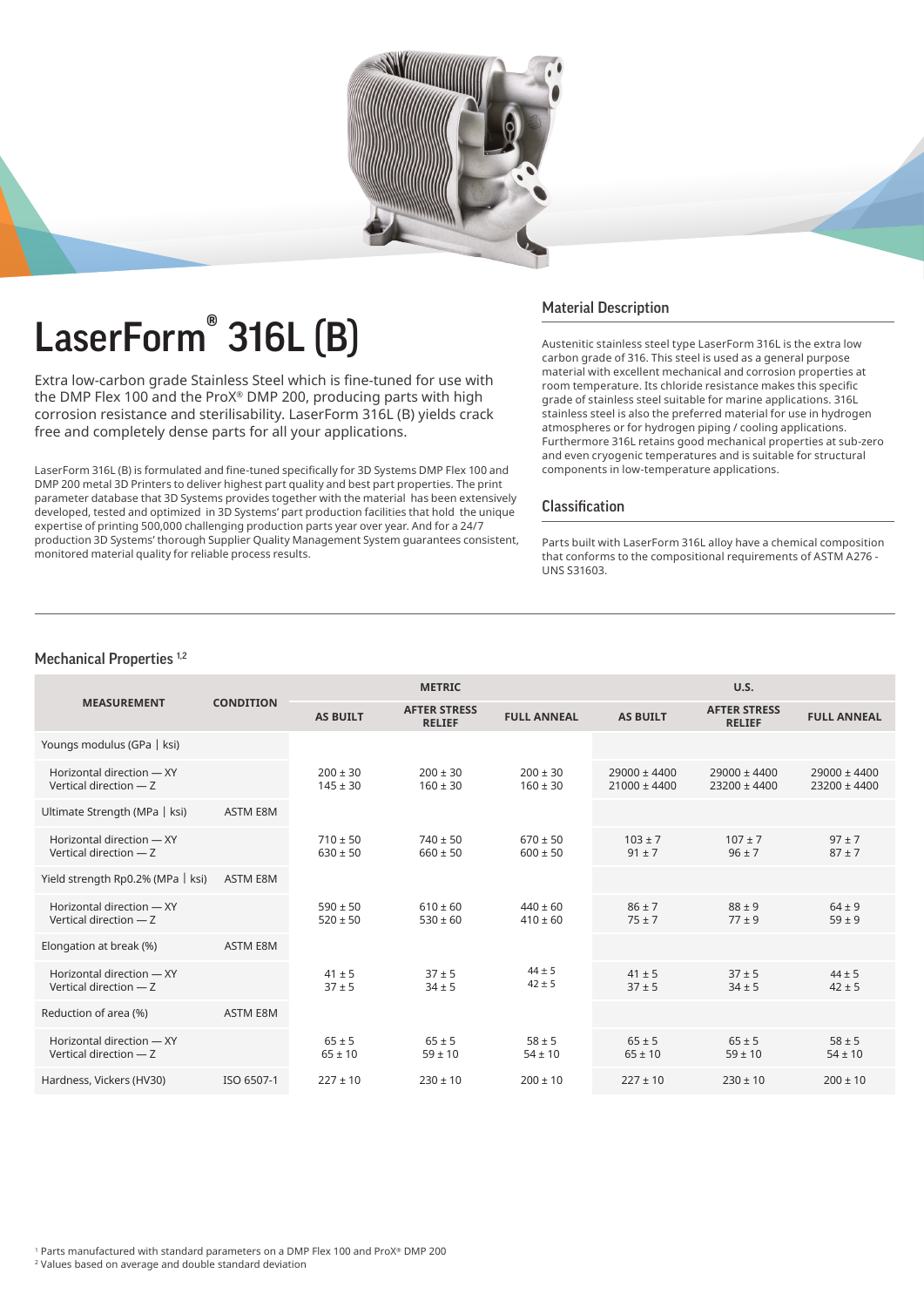# LaserForm® 316L (B)

Extra low-carbon grade Stainless Steel which is fine-tuned for use with the DMP Flex 100 and the ProX® DMP 200, producing parts with high corrosion resistance and sterilisability. LaserForm 316L (B) yields crack free and completely dense parts for all your applications.

LaserForm 316L (B) is formulated and fine-tuned specifically for 3D Systems DMP Flex 100 and DMP 200 metal 3D Printers to deliver highest part quality and best part properties. The print parameter database that 3D Systems provides together with the material has been extensively developed, tested and optimized in 3D Systems' part production facilities that hold the unique expertise of printing 500,000 challenging production parts year over year. And for a 24/7 production 3D Systems' thorough Supplier Quality Management System guarantees consistent, monitored material quality for reliable process results.

## Material Description

Austenitic stainless steel type LaserForm 316L is the extra low carbon grade of 316. This steel is used as a general purpose material with excellent mechanical and corrosion properties at room temperature. Its chloride resistance makes this specific grade of stainless steel suitable for marine applications. 316L stainless steel is also the preferred material for use in hydrogen atmospheres or for hydrogen piping / cooling applications. Furthermore 316L retains good mechanical properties at sub-zero and even cryogenic temperatures and is suitable for structural components in low-temperature applications.

## Classification

Parts built with LaserForm 316L alloy have a chemical composition that conforms to the compositional requirements of ASTM A276 - UNS S31603.

## Mechanical Properties [1,2]

| MEASUREMENT | CONDITION | METRIC | | | U.S. | | |
|---|---|---|---|---|---|---|---|
| | | AS BUILT | AFTER STRESS RELIEF | FULL ANNEAL | AS BUILT | AFTER STRESS RELIEF | FULL ANNEAL |
| Youngs modulus (GPa \| ksi) | | | | | | | |
| Horizontal direction — XY<br>Vertical direction — Z | | 200 ± 30<br>145 ± 30 | 200 ± 30<br>160 ± 30 | 200 ± 30<br>160 ± 30 | 29000 ± 4400<br>21000 ± 4400 | 29000 ± 4400<br>23200 ± 4400 | 29000 ± 4400<br>23200 ± 4400 |
| Ultimate Strength (MPa \| ksi) | ASTM E8M | | | | | | |
| Horizontal direction — XY<br>Vertical direction — Z | | 710 ± 50<br>630 ± 50 | 740 ± 50<br>660 ± 50 | 670 ± 50<br>600 ± 50 | 103 ± 7<br>91 ± 7 | 107 ± 7<br>96 ± 7 | 97 ± 7<br>87 ± 7 |
| Yield strength Rp0.2% (MPa \| ksi) | ASTM E8M | | | | | | |
| Horizontal direction — XY<br>Vertical direction — Z | | 590 ± 50<br>520 ± 50 | 610 ± 60<br>530 ± 60 | 440 ± 60<br>410 ± 60 | 86 ± 7<br>75 ± 7 | 88 ± 9<br>77 ± 9 | 64 ± 9<br>59 ± 9 |
| Elongation at break (%) | ASTM E8M | | | | | | |
| Horizontal direction — XY<br>Vertical direction — Z | | 41 ± 5<br>37 ± 5 | 37 ± 5<br>34 ± 5 | 44 ± 5<br>42 ± 5 | 41 ± 5<br>37 ± 5 | 37 ± 5<br>34 ± 5 | 44 ± 5<br>42 ± 5 |
| Reduction of area (%) | ASTM E8M | | | | | | |
| Horizontal direction — XY<br>Vertical direction — Z | | 65 ± 5<br>65 ± 10 | 65 ± 5<br>59 ± 10 | 58 ± 5<br>54 ± 10 | 65 ± 5<br>65 ± 10 | 65 ± 5<br>59 ± 10 | 58 ± 5<br>54 ± 10 |
| Hardness, Vickers (HV30) | ISO 6507-1 | 227 ± 10 | 230 ± 10 | 200 ± 10 | 227 ± 10 | 230 ± 10 | 200 ± 10 |

[1] Parts manufactured with standard parameters on a DMP Flex 100 and ProX® DMP 200
[2] Values based on average and double standard deviation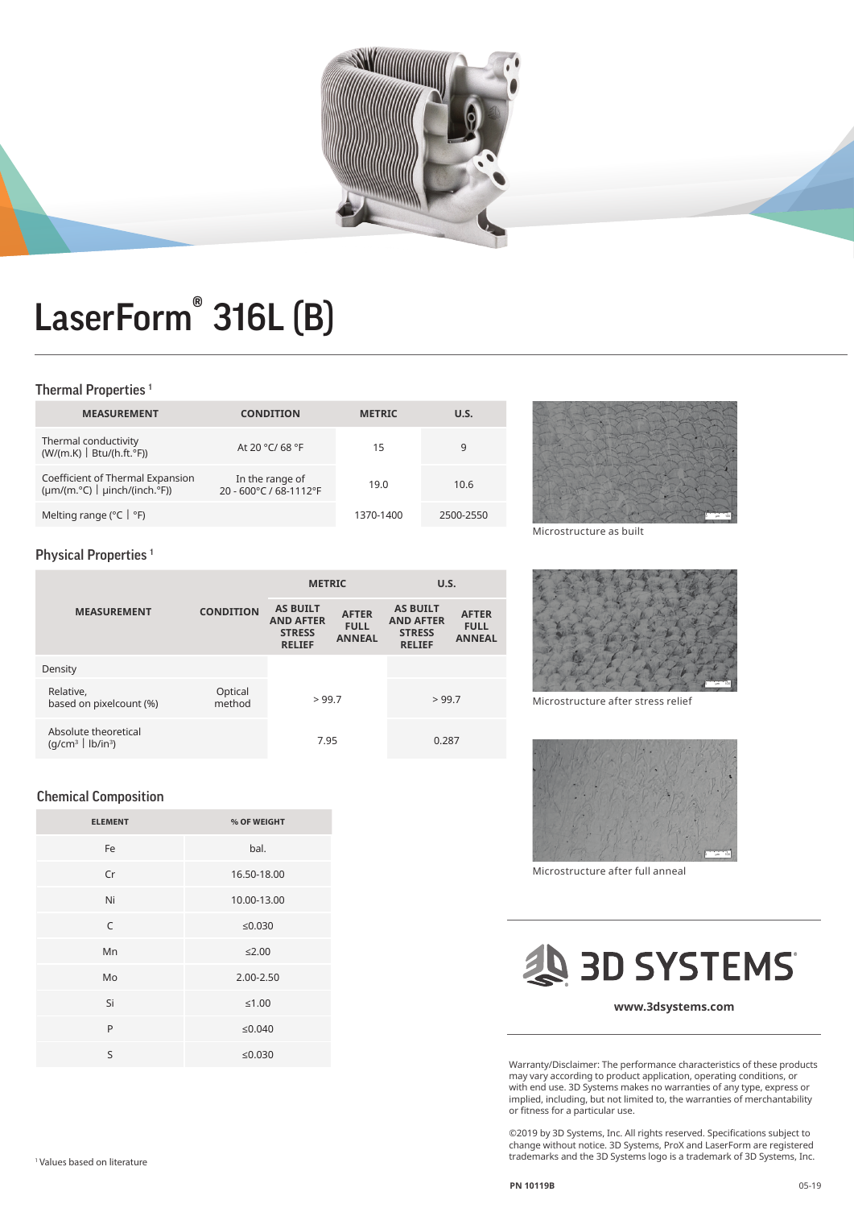# LaserForm® 316L (B)

## Thermal Properties [1]

| MEASUREMENT | CONDITION | METRIC | U.S. |
|---|---|---|---|
| Thermal conductivity (W/(m.K) \| Btu/(h.ft.°F)) | At 20 °C/ 68 °F | 15 | 9 |
| Coefficient of Thermal Expansion (µm/(m.°C) \| µinch/(inch.°F)) | In the range of 20 - 600°C / 68-1112°F | 19.0 | 10.6 |
| Melting range (°C \| °F) | | 1370-1400 | 2500-2550 |

## Physical Properties [1]

| MEASUREMENT | CONDITION | METRIC | | U.S. | |
|---|---|---|---|---|---|
| | | AS BUILT AND AFTER STRESS RELIEF | AFTER FULL ANNEAL | AS BUILT AND AFTER STRESS RELIEF | AFTER FULL ANNEAL |
| Density | | | | | |
| Relative, based on pixelcount (%) | Optical method | > 99.7 | | > 99.7 | |
| Absolute theoretical ($g/cm^3$ \| $lb/in^3$) | | 7.95 | | 0.287 | |

## Chemical Composition

| ELEMENT | % OF WEIGHT |
|---|---|
| Fe | bal. |
| Cr | 16.50-18.00 |
| Ni | 10.00-13.00 |
| C | ≤0.030 |
| Mn | ≤2.00 |
| Mo | 2.00-2.50 |
| Si | ≤1.00 |
| P | ≤0.040 |
| S | ≤0.030 |

Microstructure as built

Microstructure after stress relief

Microstructure after full anneal

[1] Values based on literature

3D SYSTEMS

**www.3dsystems.com**

Warranty/Disclaimer: The performance characteristics of these products may vary according to product application, operating conditions, or with end use. 3D Systems makes no warranties of any type, express or implied, including, but not limited to, the warranties of merchantability or fitness for a particular use.

©2019 by 3D Systems, Inc. All rights reserved. Specifications subject to change without notice. 3D Systems, ProX and LaserForm are registered trademarks and the 3D Systems logo is a trademark of 3D Systems, Inc.

**PN 10119B** 05-19